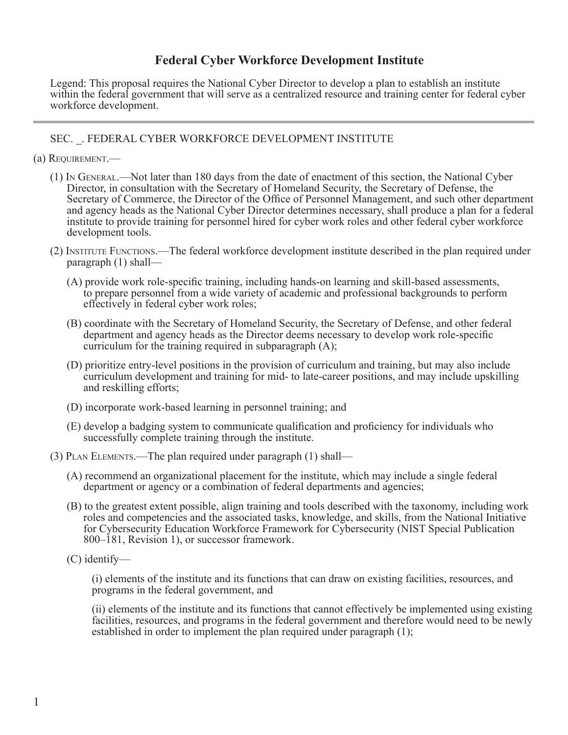# Federal Cyber Workforce Development Institute

Legend: This proposal requires the National Cyber Director to develop a plan to establish an institute within the federal government that will serve as a centralized resource and training center for federal cyber workforce development.

---

SEC. _. FEDERAL CYBER WORKFORCE DEVELOPMENT INSTITUTE

(a) Requirement.—

(1) In General.—Not later than 180 days from the date of enactment of this section, the National Cyber Director, in consultation with the Secretary of Homeland Security, the Secretary of Defense, the Secretary of Commerce, the Director of the Office of Personnel Management, and such other department and agency heads as the National Cyber Director determines necessary, shall produce a plan for a federal institute to provide training for personnel hired for cyber work roles and other federal cyber workforce development tools.

(2) Institute Functions.—The federal workforce development institute described in the plan required under paragraph (1) shall—

(A) provide work role-specific training, including hands-on learning and skill-based assessments, to prepare personnel from a wide variety of academic and professional backgrounds to perform effectively in federal cyber work roles;

(B) coordinate with the Secretary of Homeland Security, the Secretary of Defense, and other federal department and agency heads as the Director deems necessary to develop work role-specific curriculum for the training required in subparagraph (A);

(D) prioritize entry-level positions in the provision of curriculum and training, but may also include curriculum development and training for mid- to late-career positions, and may include upskilling and reskilling efforts;

(D) incorporate work-based learning in personnel training; and

(E) develop a badging system to communicate qualification and proficiency for individuals who successfully complete training through the institute.

(3) Plan Elements.—The plan required under paragraph (1) shall—

(A) recommend an organizational placement for the institute, which may include a single federal department or agency or a combination of federal departments and agencies;

(B) to the greatest extent possible, align training and tools described with the taxonomy, including work roles and competencies and the associated tasks, knowledge, and skills, from the National Initiative for Cybersecurity Education Workforce Framework for Cybersecurity (NIST Special Publication 800–181, Revision 1), or successor framework.

(C) identify—

(i) elements of the institute and its functions that can draw on existing facilities, resources, and programs in the federal government, and

(ii) elements of the institute and its functions that cannot effectively be implemented using existing facilities, resources, and programs in the federal government and therefore would need to be newly established in order to implement the plan required under paragraph (1);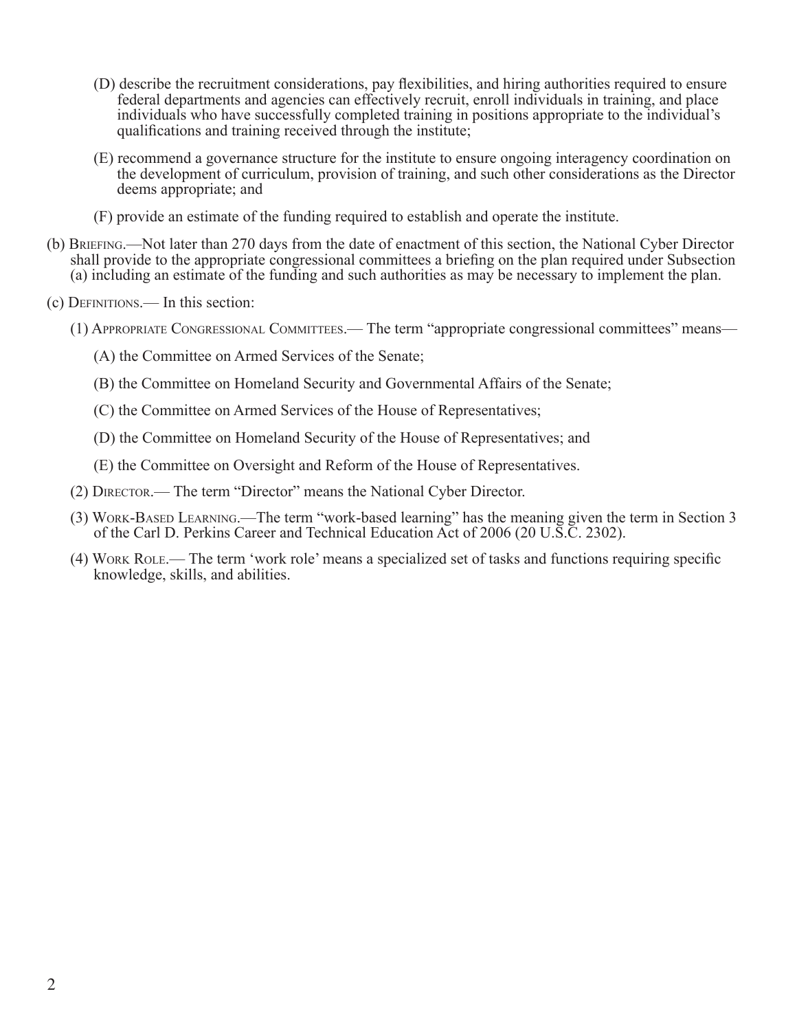(D) describe the recruitment considerations, pay flexibilities, and hiring authorities required to ensure federal departments and agencies can effectively recruit, enroll individuals in training, and place individuals who have successfully completed training in positions appropriate to the individual's qualifications and training received through the institute;

(E) recommend a governance structure for the institute to ensure ongoing interagency coordination on the development of curriculum, provision of training, and such other considerations as the Director deems appropriate; and

(F) provide an estimate of the funding required to establish and operate the institute.

(b) Briefing.—Not later than 270 days from the date of enactment of this section, the National Cyber Director shall provide to the appropriate congressional committees a briefing on the plan required under Subsection (a) including an estimate of the funding and such authorities as may be necessary to implement the plan.

(c) Definitions.— In this section:

(1) Appropriate Congressional Committees.— The term "appropriate congressional committees" means—

(A) the Committee on Armed Services of the Senate;

(B) the Committee on Homeland Security and Governmental Affairs of the Senate;

(C) the Committee on Armed Services of the House of Representatives;

(D) the Committee on Homeland Security of the House of Representatives; and

(E) the Committee on Oversight and Reform of the House of Representatives.

(2) Director.— The term "Director" means the National Cyber Director.

(3) Work-Based Learning.—The term "work-based learning" has the meaning given the term in Section 3 of the Carl D. Perkins Career and Technical Education Act of 2006 (20 U.S.C. 2302).

(4) Work Role.— The term 'work role' means a specialized set of tasks and functions requiring specific knowledge, skills, and abilities.